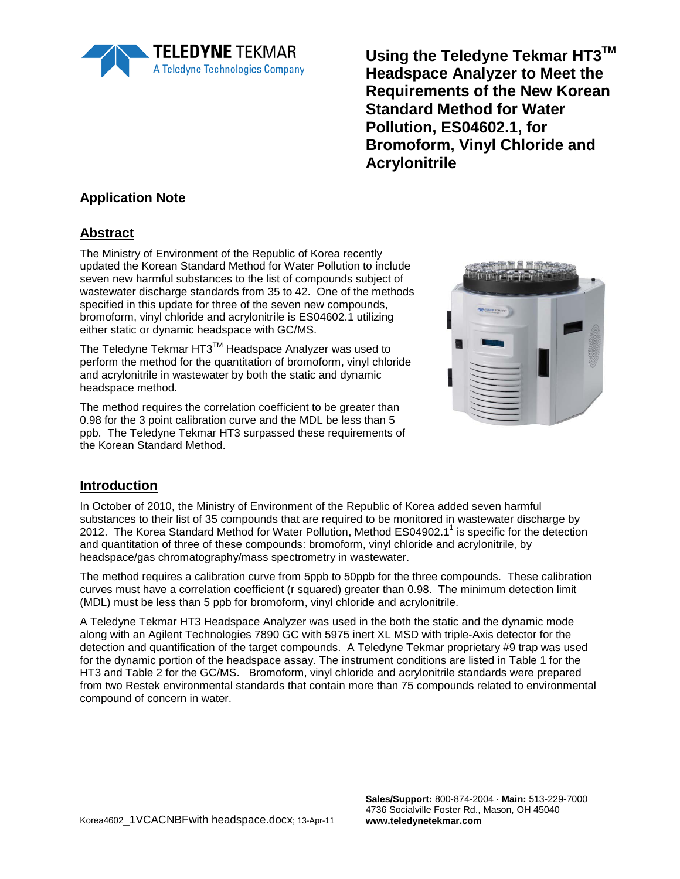# Using the Teledyne Tekmar HT3™ Headspace Analyzer to Meet the Requirements of the New Korean Standard Method for Water Pollution, ES04602.1, for Bromoform, Vinyl Chloride and Acrylonitrile

## Application Note

## Abstract

The Ministry of Environment of the Republic of Korea recently updated the Korean Standard Method for Water Pollution to include seven new harmful substances to the list of compounds subject of wastewater discharge standards from 35 to 42. One of the methods specified in this update for three of the seven new compounds, bromoform, vinyl chloride and acrylonitrile is ES04602.1 utilizing either static or dynamic headspace with GC/MS.

The Teledyne Tekmar HT3™ Headspace Analyzer was used to perform the method for the quantitation of bromoform, vinyl chloride and acrylonitrile in wastewater by both the static and dynamic headspace method.

The method requires the correlation coefficient to be greater than 0.98 for the 3 point calibration curve and the MDL be less than 5 ppb. The Teledyne Tekmar HT3 surpassed these requirements of the Korean Standard Method.

## Introduction

In October of 2010, the Ministry of Environment of the Republic of Korea added seven harmful substances to their list of 35 compounds that are required to be monitored in wastewater discharge by 2012. The Korea Standard Method for Water Pollution, Method ES04902.1[1] is specific for the detection and quantitation of three of these compounds: bromoform, vinyl chloride and acrylonitrile, by headspace/gas chromatography/mass spectrometry in wastewater.

The method requires a calibration curve from 5ppb to 50ppb for the three compounds. These calibration curves must have a correlation coefficient (r squared) greater than 0.98. The minimum detection limit (MDL) must be less than 5 ppb for bromoform, vinyl chloride and acrylonitrile.

A Teledyne Tekmar HT3 Headspace Analyzer was used in the both the static and the dynamic mode along with an Agilent Technologies 7890 GC with 5975 inert XL MSD with triple-Axis detector for the detection and quantification of the target compounds. A Teledyne Tekmar proprietary #9 trap was used for the dynamic portion of the headspace assay. The instrument conditions are listed in Table 1 for the HT3 and Table 2 for the GC/MS. Bromoform, vinyl chloride and acrylonitrile standards were prepared from two Restek environmental standards that contain more than 75 compounds related to environmental compound of concern in water.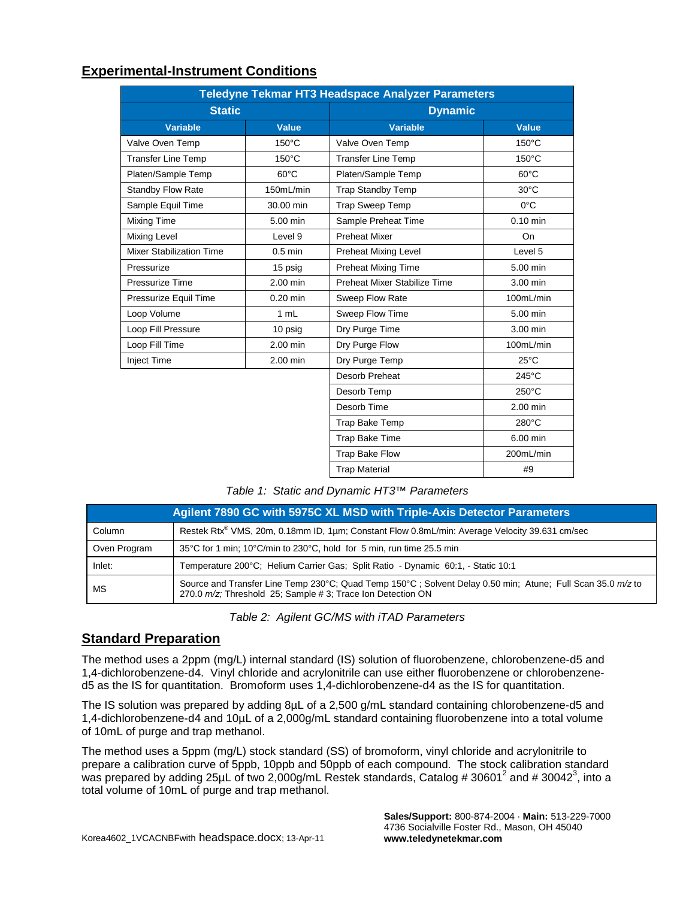## Experimental-Instrument Conditions

| Teledyne Tekmar HT3 Headspace Analyzer Parameters | | | |
|---|---|---|---|
| **Static** | | **Dynamic** | |
| **Variable** | **Value** | **Variable** | **Value** |
| Valve Oven Temp | 150°C | Valve Oven Temp | 150°C |
| Transfer Line Temp | 150°C | Transfer Line Temp | 150°C |
| Platen/Sample Temp | 60°C | Platen/Sample Temp | 60°C |
| Standby Flow Rate | 150mL/min | Trap Standby Temp | 30°C |
| Sample Equil Time | 30.00 min | Trap Sweep Temp | 0°C |
| Mixing Time | 5.00 min | Sample Preheat Time | 0.10 min |
| Mixing Level | Level 9 | Preheat Mixer | On |
| Mixer Stabilization Time | 0.5 min | Preheat Mixing Level | Level 5 |
| Pressurize | 15 psig | Preheat Mixing Time | 5.00 min |
| Pressurize Time | 2.00 min | Preheat Mixer Stabilize Time | 3.00 min |
| Pressurize Equil Time | 0.20 min | Sweep Flow Rate | 100mL/min |
| Loop Volume | 1 mL | Sweep Flow Time | 5.00 min |
| Loop Fill Pressure | 10 psig | Dry Purge Time | 3.00 min |
| Loop Fill Time | 2.00 min | Dry Purge Flow | 100mL/min |
| Inject Time | 2.00 min | Dry Purge Temp | 25°C |
| | | Desorb Preheat | 245°C |
| | | Desorb Temp | 250°C |
| | | Desorb Time | 2.00 min |
| | | Trap Bake Temp | 280°C |
| | | Trap Bake Time | 6.00 min |
| | | Trap Bake Flow | 200mL/min |
| | | Trap Material | #9 |

*Table 1: Static and Dynamic HT3™ Parameters*

| Agilent 7890 GC with 5975C XL MSD with Triple-Axis Detector Parameters | |
|---|---|
| Column | Restek Rtx® VMS, 20m, 0.18mm ID, 1µm; Constant Flow 0.8mL/min: Average Velocity 39.631 cm/sec |
| Oven Program | 35°C for 1 min; 10°C/min to 230°C, hold for 5 min, run time 25.5 min |
| Inlet: | Temperature 200°C; Helium Carrier Gas; Split Ratio - Dynamic 60:1, - Static 10:1 |
| MS | Source and Transfer Line Temp 230°C; Quad Temp 150°C ; Solvent Delay 0.50 min; Atune; Full Scan 35.0 *m/z* to 270.0 *m/z;* Threshold 25; Sample # 3; Trace Ion Detection ON |

*Table 2: Agilent GC/MS with iTAD Parameters*

## Standard Preparation

The method uses a 2ppm (mg/L) internal standard (IS) solution of fluorobenzene, chlorobenzene-d5 and 1,4-dichlorobenzene-d4. Vinyl chloride and acrylonitrile can use either fluorobenzene or chlorobenzene-d5 as the IS for quantitation. Bromoform uses 1,4-dichlorobenzene-d4 as the IS for quantitation.

The IS solution was prepared by adding 8µL of a 2,500 g/mL standard containing chlorobenzene-d5 and 1,4-dichlorobenzene-d4 and 10µL of a 2,000g/mL standard containing fluorobenzene into a total volume of 10mL of purge and trap methanol.

The method uses a 5ppm (mg/L) stock standard (SS) of bromoform, vinyl chloride and acrylonitrile to prepare a calibration curve of 5ppb, 10ppb and 50ppb of each compound. The stock calibration standard was prepared by adding 25µL of two 2,000g/mL Restek standards, Catalog # 30601[2] and # 30042[3], into a total volume of 10mL of purge and trap methanol.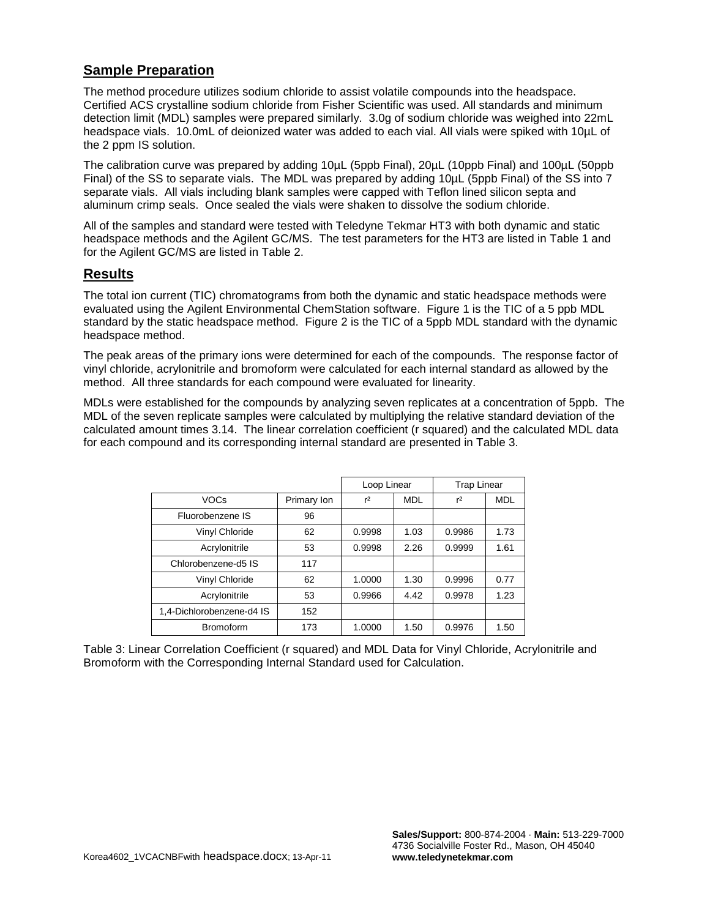## Sample Preparation

The method procedure utilizes sodium chloride to assist volatile compounds into the headspace. Certified ACS crystalline sodium chloride from Fisher Scientific was used. All standards and minimum detection limit (MDL) samples were prepared similarly. 3.0g of sodium chloride was weighed into 22mL headspace vials. 10.0mL of deionized water was added to each vial. All vials were spiked with 10µL of the 2 ppm IS solution.

The calibration curve was prepared by adding 10µL (5ppb Final), 20µL (10ppb Final) and 100µL (50ppb Final) of the SS to separate vials. The MDL was prepared by adding 10µL (5ppb Final) of the SS into 7 separate vials. All vials including blank samples were capped with Teflon lined silicon septa and aluminum crimp seals. Once sealed the vials were shaken to dissolve the sodium chloride.

All of the samples and standard were tested with Teledyne Tekmar HT3 with both dynamic and static headspace methods and the Agilent GC/MS. The test parameters for the HT3 are listed in Table 1 and for the Agilent GC/MS are listed in Table 2.

## Results

The total ion current (TIC) chromatograms from both the dynamic and static headspace methods were evaluated using the Agilent Environmental ChemStation software. Figure 1 is the TIC of a 5 ppb MDL standard by the static headspace method. Figure 2 is the TIC of a 5ppb MDL standard with the dynamic headspace method.

The peak areas of the primary ions were determined for each of the compounds. The response factor of vinyl chloride, acrylonitrile and bromoform were calculated for each internal standard as allowed by the method. All three standards for each compound were evaluated for linearity.

MDLs were established for the compounds by analyzing seven replicates at a concentration of 5ppb. The MDL of the seven replicate samples were calculated by multiplying the relative standard deviation of the calculated amount times 3.14. The linear correlation coefficient (r squared) and the calculated MDL data for each compound and its corresponding internal standard are presented in Table 3.

| | | Loop Linear | | Trap Linear | |
|---|---|---|---|---|---|
| VOCs | Primary Ion | $r^2$ | MDL | $r^2$ | MDL |
| Fluorobenzene IS | 96 | | | | |
| Vinyl Chloride | 62 | 0.9998 | 1.03 | 0.9986 | 1.73 |
| Acrylonitrile | 53 | 0.9998 | 2.26 | 0.9999 | 1.61 |
| Chlorobenzene-d5 IS | 117 | | | | |
| Vinyl Chloride | 62 | 1.0000 | 1.30 | 0.9996 | 0.77 |
| Acrylonitrile | 53 | 0.9966 | 4.42 | 0.9978 | 1.23 |
| 1,4-Dichlorobenzene-d4 IS | 152 | | | | |
| Bromoform | 173 | 1.0000 | 1.50 | 0.9976 | 1.50 |

Table 3: Linear Correlation Coefficient (r squared) and MDL Data for Vinyl Chloride, Acrylonitrile and Bromoform with the Corresponding Internal Standard used for Calculation.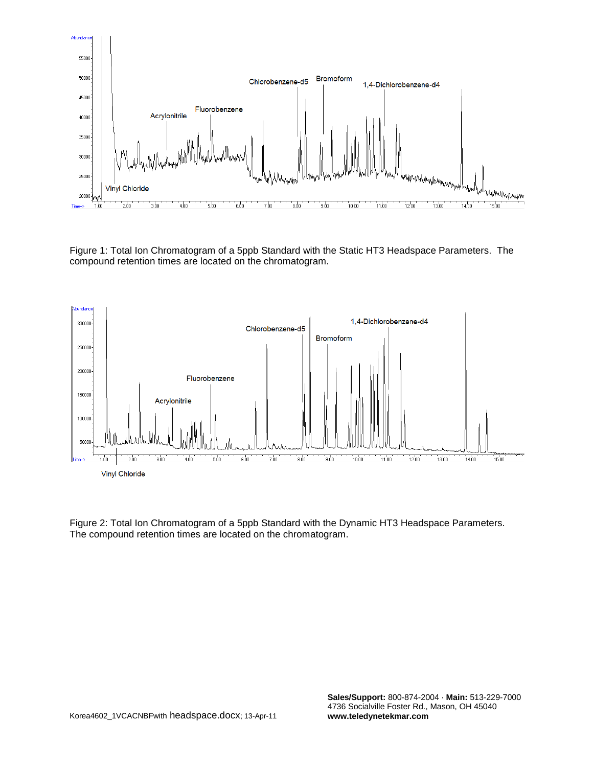Figure 1: Total Ion Chromatogram of a 5ppb Standard with the Static HT3 Headspace Parameters. The compound retention times are located on the chromatogram.

Figure 2: Total Ion Chromatogram of a 5ppb Standard with the Dynamic HT3 Headspace Parameters. The compound retention times are located on the chromatogram.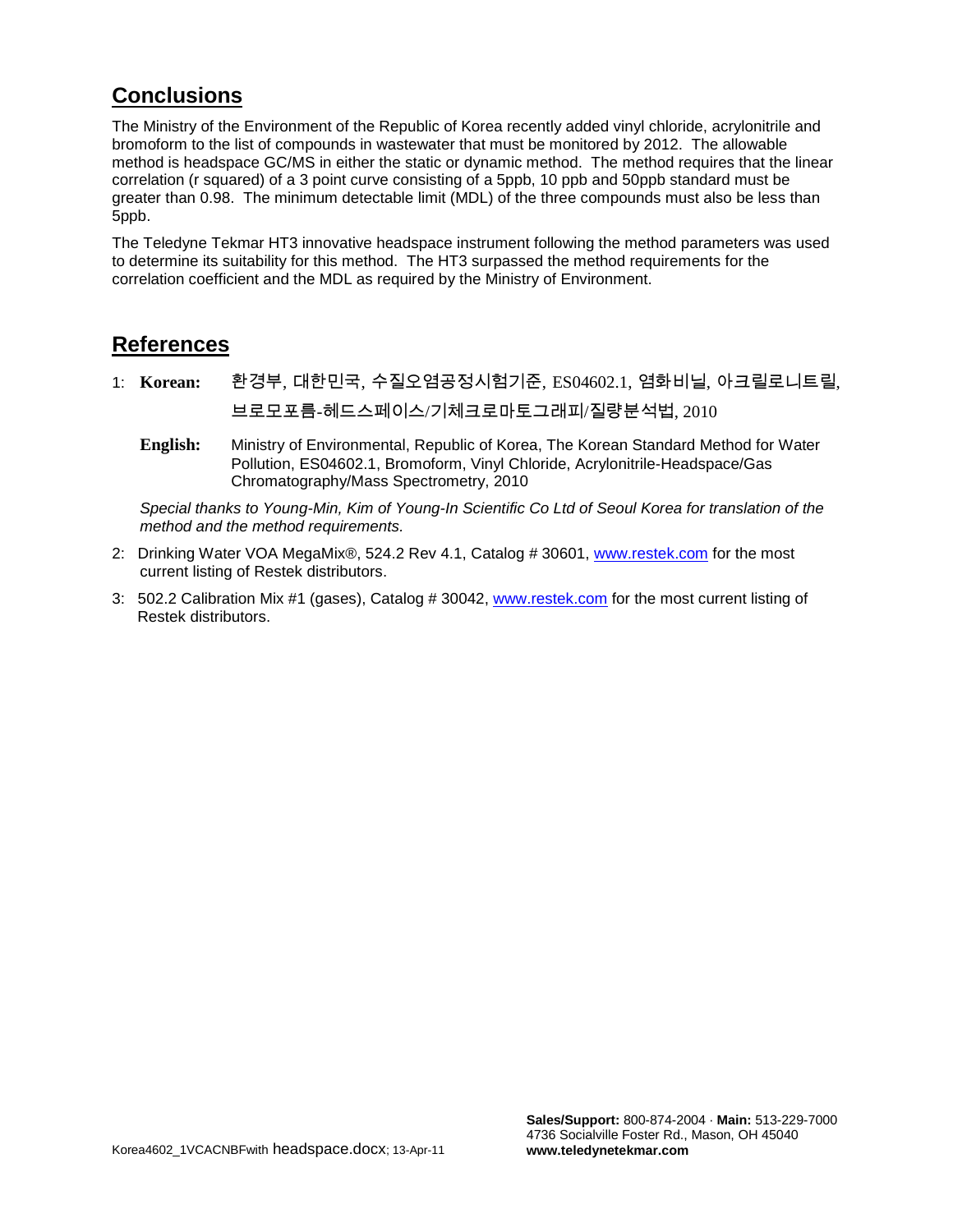## Conclusions

The Ministry of the Environment of the Republic of Korea recently added vinyl chloride, acrylonitrile and bromoform to the list of compounds in wastewater that must be monitored by 2012. The allowable method is headspace GC/MS in either the static or dynamic method. The method requires that the linear correlation (r squared) of a 3 point curve consisting of a 5ppb, 10 ppb and 50ppb standard must be greater than 0.98. The minimum detectable limit (MDL) of the three compounds must also be less than 5ppb.

The Teledyne Tekmar HT3 innovative headspace instrument following the method parameters was used to determine its suitability for this method. The HT3 surpassed the method requirements for the correlation coefficient and the MDL as required by the Ministry of Environment.

## References

1: **Korean:** 환경부, 대한민국, 수질오염공정시험기준, ES04602.1, 염화비닐, 아크릴로니트릴, 브로모포름-헤드스페이스/기체크로마토그래피/질량분석법, 2010

**English:** Ministry of Environmental, Republic of Korea, The Korean Standard Method for Water Pollution, ES04602.1, Bromoform, Vinyl Chloride, Acrylonitrile-Headspace/Gas Chromatography/Mass Spectrometry, 2010

*Special thanks to Young-Min, Kim of Young-In Scientific Co Ltd of Seoul Korea for translation of the method and the method requirements.*

2: Drinking Water VOA MegaMix®, 524.2 Rev 4.1, Catalog # 30601, www.restek.com for the most current listing of Restek distributors.

3: 502.2 Calibration Mix #1 (gases), Catalog # 30042, www.restek.com for the most current listing of Restek distributors.

Korea4602_1VCACNBFwith headspace.docx; 13-Apr-11

**Sales/Support:** 800-874-2004 · **Main:** 513-229-7000
4736 Socialville Foster Rd., Mason, OH 45040
**www.teledynetekmar.com**